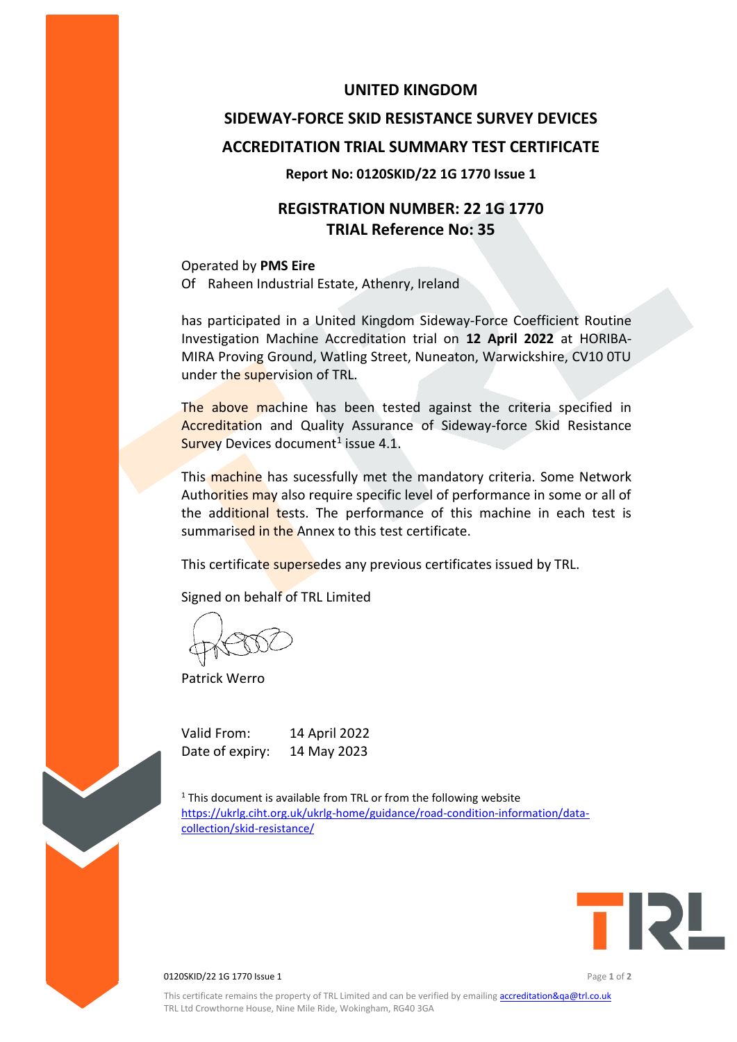# UNITED KINGDOM

# SIDEWAY-FORCE SKID RESISTANCE SURVEY DEVICES

# ACCREDITATION TRIAL SUMMARY TEST CERTIFICATE

**Report No: 0120SKID/22 1G 1770 Issue 1**

## REGISTRATION NUMBER: 22 1G 1770
## TRIAL Reference No: 35

Operated by **PMS Eire**
Of Raheen Industrial Estate, Athenry, Ireland

has participated in a United Kingdom Sideway-Force Coefficient Routine Investigation Machine Accreditation trial on **12 April 2022** at HORIBA-MIRA Proving Ground, Watling Street, Nuneaton, Warwickshire, CV10 0TU under the supervision of TRL.

The above machine has been tested against the criteria specified in Accreditation and Quality Assurance of Sideway-force Skid Resistance Survey Devices document[1] issue 4.1.

This machine has sucessfully met the mandatory criteria. Some Network Authorities may also require specific level of performance in some or all of the additional tests. The performance of this machine in each test is summarised in the Annex to this test certificate.

This certificate supersedes any previous certificates issued by TRL.

Signed on behalf of TRL Limited

Patrick Werro

Valid From: 14 April 2022
Date of expiry: 14 May 2023

[1] This document is available from TRL or from the following website https://ukrlg.ciht.org.uk/ukrlg-home/guidance/road-condition-information/data-collection/skid-resistance/

This certificate remains the property of TRL Limited and can be verified by emailing accreditation&qa@trl.co.uk
TRL Ltd Crowthorne House, Nine Mile Ride, Wokingham, RG40 3GA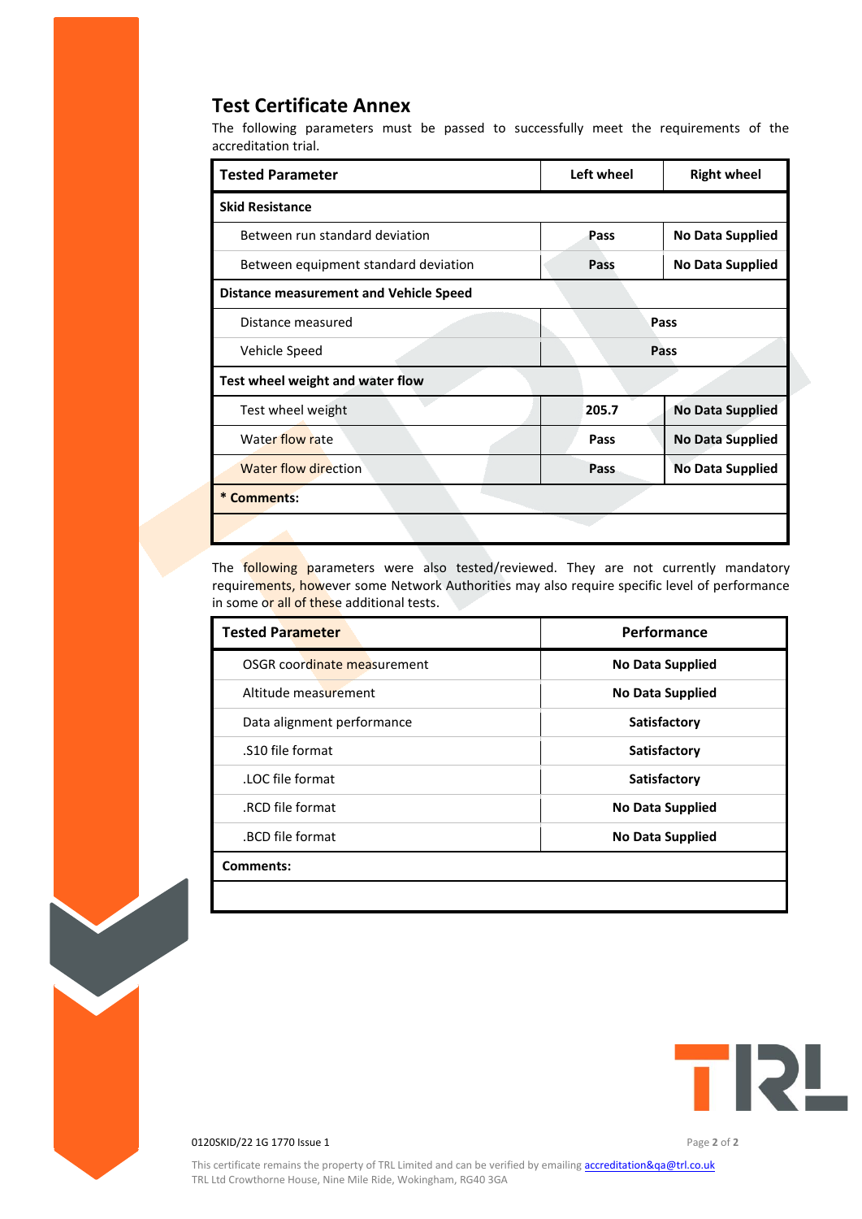# Test Certificate Annex

The following parameters must be passed to successfully meet the requirements of the accreditation trial.

| Tested Parameter | Left wheel | Right wheel |
|---|---|---|
| **Skid Resistance** | | |
| Between run standard deviation | **Pass** | **No Data Supplied** |
| Between equipment standard deviation | **Pass** | **No Data Supplied** |
| **Distance measurement and Vehicle Speed** | | |
| Distance measured | **Pass** | |
| Vehicle Speed | **Pass** | |
| **Test wheel weight and water flow** | | |
| Test wheel weight | **205.7** | **No Data Supplied** |
| Water flow rate | **Pass** | **No Data Supplied** |
| Water flow direction | **Pass** | **No Data Supplied** |
| **\* Comments:** | | |
| | | |

The following parameters were also tested/reviewed. They are not currently mandatory requirements, however some Network Authorities may also require specific level of performance in some or all of these additional tests.

| Tested Parameter | Performance |
|---|---|
| OSGR coordinate measurement | **No Data Supplied** |
| Altitude measurement | **No Data Supplied** |
| Data alignment performance | **Satisfactory** |
| .S10 file format | **Satisfactory** |
| .LOC file format | **Satisfactory** |
| .RCD file format | **No Data Supplied** |
| .BCD file format | **No Data Supplied** |
| **Comments:** | |
| | |

0120SKID/22 1G 1770 Issue 1

This certificate remains the property of TRL Limited and can be verified by emailing accreditation&qa@trl.co.uk
TRL Ltd Crowthorne House, Nine Mile Ride, Wokingham, RG40 3GA